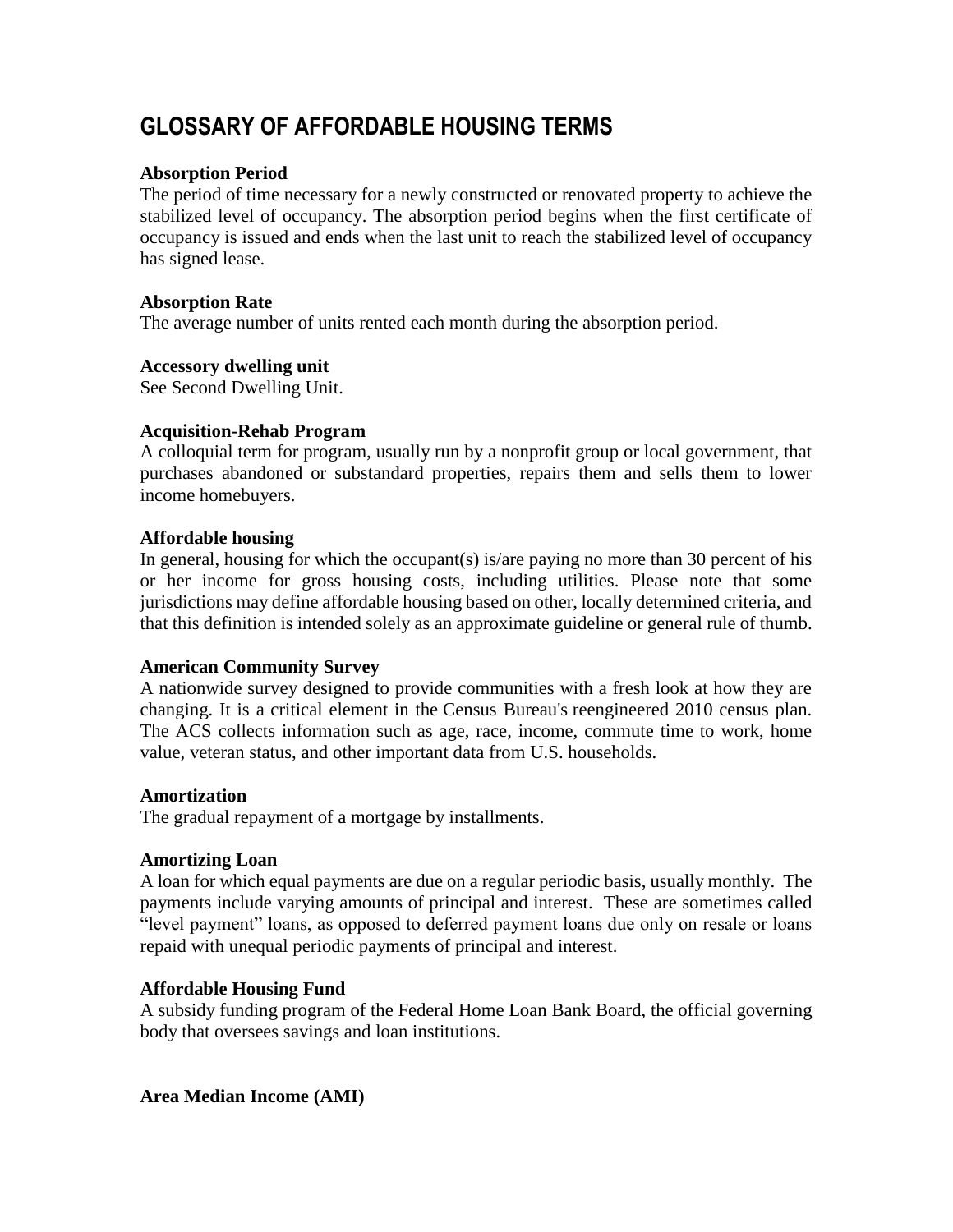# GLOSSARY OF AFFORDABLE HOUSING TERMS

**Absorption Period**
The period of time necessary for a newly constructed or renovated property to achieve the stabilized level of occupancy. The absorption period begins when the first certificate of occupancy is issued and ends when the last unit to reach the stabilized level of occupancy has signed lease.

**Absorption Rate**
The average number of units rented each month during the absorption period.

**Accessory dwelling unit**
See Second Dwelling Unit.

**Acquisition-Rehab Program**
A colloquial term for program, usually run by a nonprofit group or local government, that purchases abandoned or substandard properties, repairs them and sells them to lower income homebuyers.

**Affordable housing**
In general, housing for which the occupant(s) is/are paying no more than 30 percent of his or her income for gross housing costs, including utilities. Please note that some jurisdictions may define affordable housing based on other, locally determined criteria, and that this definition is intended solely as an approximate guideline or general rule of thumb.

**American Community Survey**
A nationwide survey designed to provide communities with a fresh look at how they are changing. It is a critical element in the Census Bureau's reengineered 2010 census plan. The ACS collects information such as age, race, income, commute time to work, home value, veteran status, and other important data from U.S. households.

**Amortization**
The gradual repayment of a mortgage by installments.

**Amortizing Loan**
A loan for which equal payments are due on a regular periodic basis, usually monthly. The payments include varying amounts of principal and interest. These are sometimes called "level payment" loans, as opposed to deferred payment loans due only on resale or loans repaid with unequal periodic payments of principal and interest.

**Affordable Housing Fund**
A subsidy funding program of the Federal Home Loan Bank Board, the official governing body that oversees savings and loan institutions.

**Area Median Income (AMI)**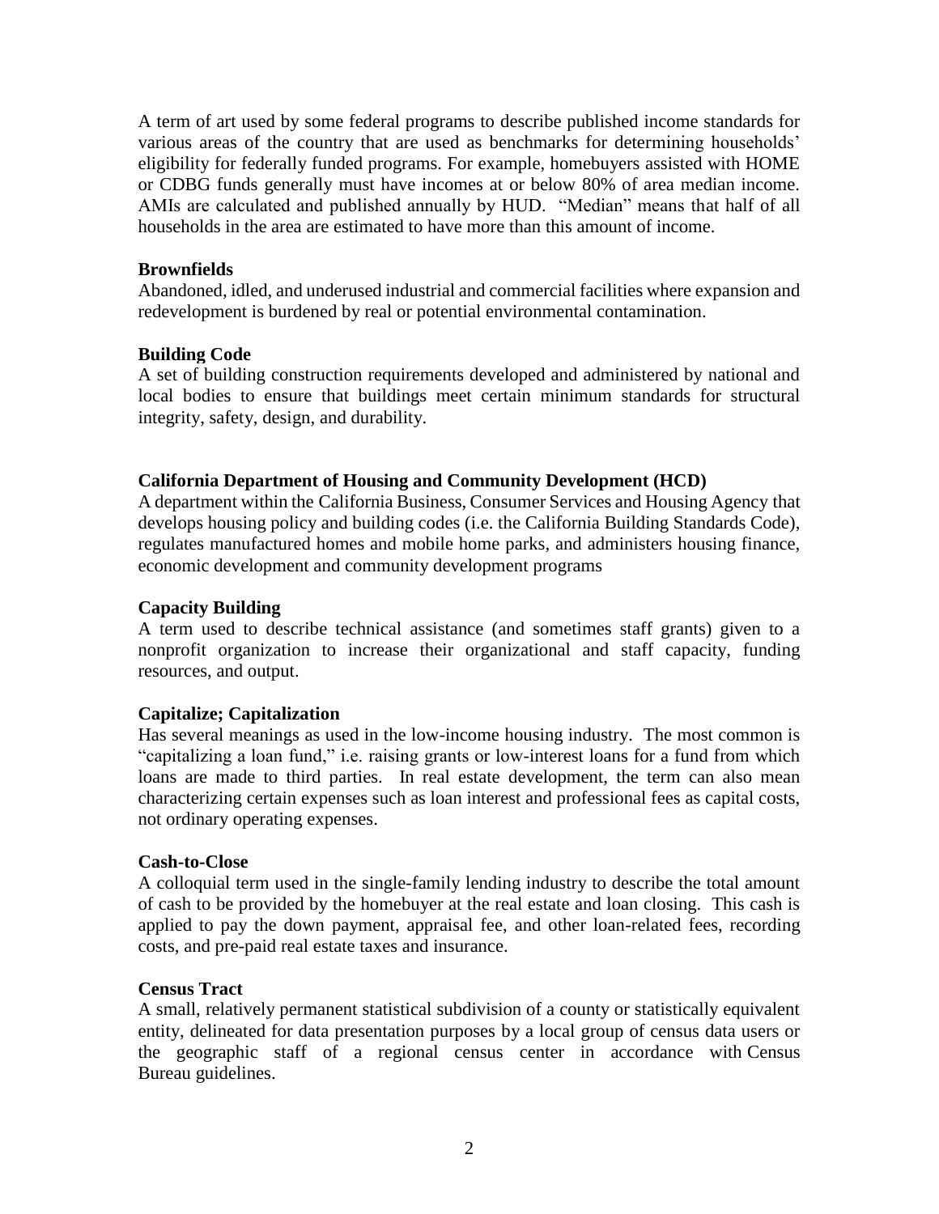A term of art used by some federal programs to describe published income standards for various areas of the country that are used as benchmarks for determining households' eligibility for federally funded programs. For example, homebuyers assisted with HOME or CDBG funds generally must have incomes at or below 80% of area median income. AMIs are calculated and published annually by HUD. "Median" means that half of all households in the area are estimated to have more than this amount of income.

**Brownfields**
Abandoned, idled, and underused industrial and commercial facilities where expansion and redevelopment is burdened by real or potential environmental contamination.

**Building Code**
A set of building construction requirements developed and administered by national and local bodies to ensure that buildings meet certain minimum standards for structural integrity, safety, design, and durability.

**California Department of Housing and Community Development (HCD)**
A department within the California Business, Consumer Services and Housing Agency that develops housing policy and building codes (i.e. the California Building Standards Code), regulates manufactured homes and mobile home parks, and administers housing finance, economic development and community development programs

**Capacity Building**
A term used to describe technical assistance (and sometimes staff grants) given to a nonprofit organization to increase their organizational and staff capacity, funding resources, and output.

**Capitalize; Capitalization**
Has several meanings as used in the low-income housing industry. The most common is "capitalizing a loan fund," i.e. raising grants or low-interest loans for a fund from which loans are made to third parties. In real estate development, the term can also mean characterizing certain expenses such as loan interest and professional fees as capital costs, not ordinary operating expenses.

**Cash-to-Close**
A colloquial term used in the single-family lending industry to describe the total amount of cash to be provided by the homebuyer at the real estate and loan closing. This cash is applied to pay the down payment, appraisal fee, and other loan-related fees, recording costs, and pre-paid real estate taxes and insurance.

**Census Tract**
A small, relatively permanent statistical subdivision of a county or statistically equivalent entity, delineated for data presentation purposes by a local group of census data users or the geographic staff of a regional census center in accordance with Census Bureau guidelines.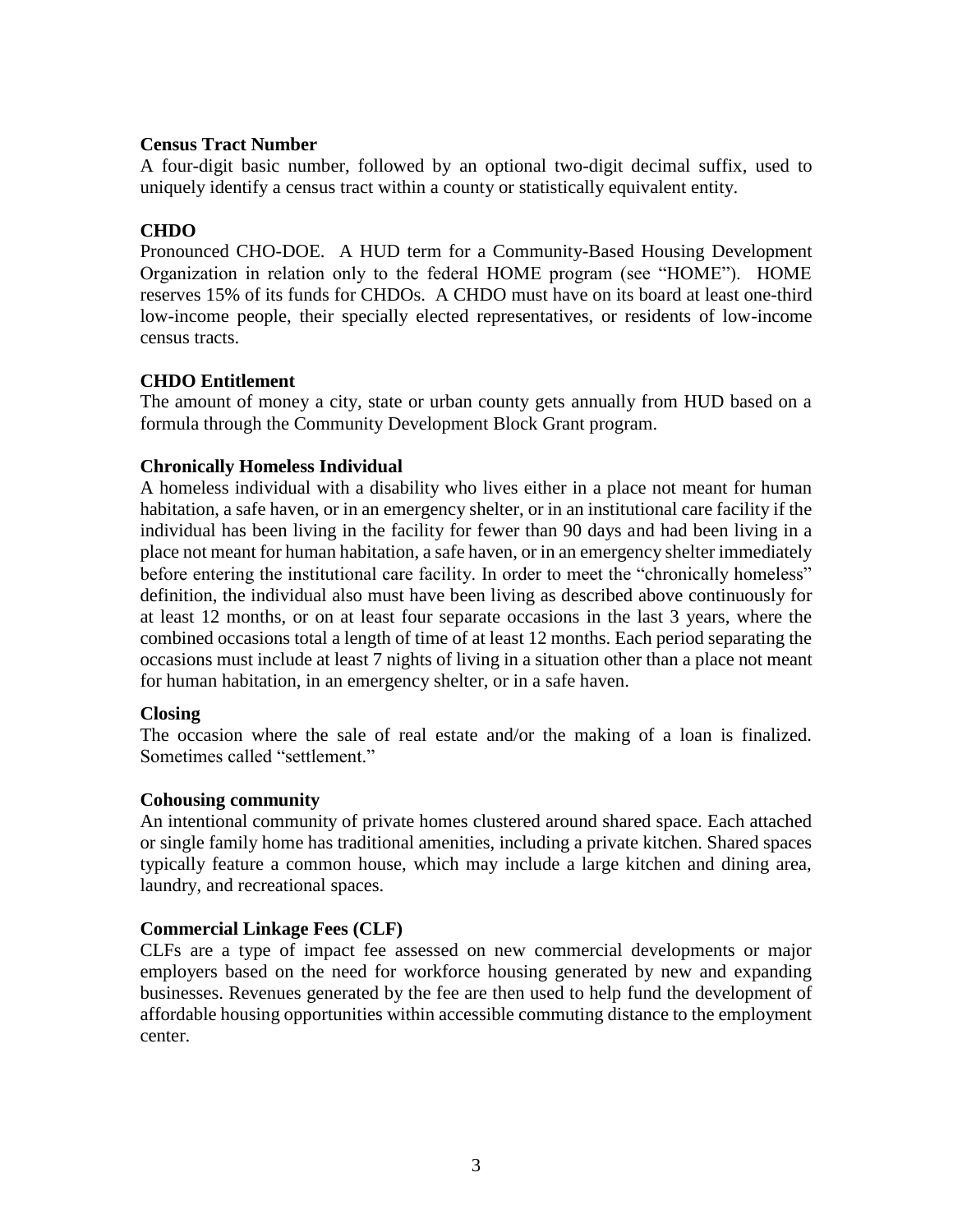**Census Tract Number**

A four-digit basic number, followed by an optional two-digit decimal suffix, used to uniquely identify a census tract within a county or statistically equivalent entity.

**CHDO**

Pronounced CHO-DOE. A HUD term for a Community-Based Housing Development Organization in relation only to the federal HOME program (see "HOME"). HOME reserves 15% of its funds for CHDOs. A CHDO must have on its board at least one-third low-income people, their specially elected representatives, or residents of low-income census tracts.

**CHDO Entitlement**

The amount of money a city, state or urban county gets annually from HUD based on a formula through the Community Development Block Grant program.

**Chronically Homeless Individual**

A homeless individual with a disability who lives either in a place not meant for human habitation, a safe haven, or in an emergency shelter, or in an institutional care facility if the individual has been living in the facility for fewer than 90 days and had been living in a place not meant for human habitation, a safe haven, or in an emergency shelter immediately before entering the institutional care facility. In order to meet the "chronically homeless" definition, the individual also must have been living as described above continuously for at least 12 months, or on at least four separate occasions in the last 3 years, where the combined occasions total a length of time of at least 12 months. Each period separating the occasions must include at least 7 nights of living in a situation other than a place not meant for human habitation, in an emergency shelter, or in a safe haven.

**Closing**

The occasion where the sale of real estate and/or the making of a loan is finalized. Sometimes called "settlement."

**Cohousing community**

An intentional community of private homes clustered around shared space. Each attached or single family home has traditional amenities, including a private kitchen. Shared spaces typically feature a common house, which may include a large kitchen and dining area, laundry, and recreational spaces.

**Commercial Linkage Fees (CLF)**

CLFs are a type of impact fee assessed on new commercial developments or major employers based on the need for workforce housing generated by new and expanding businesses. Revenues generated by the fee are then used to help fund the development of affordable housing opportunities within accessible commuting distance to the employment center.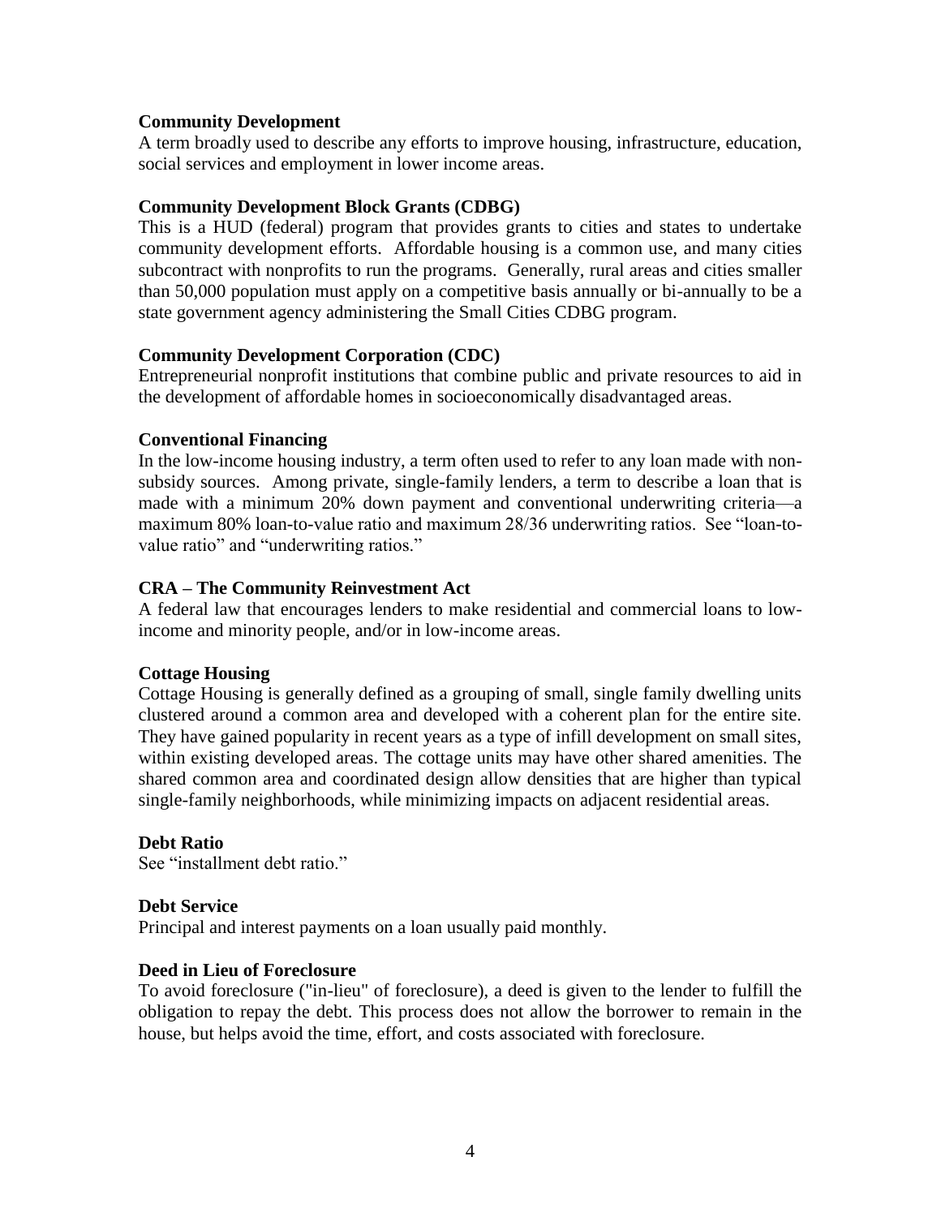**Community Development**
A term broadly used to describe any efforts to improve housing, infrastructure, education, social services and employment in lower income areas.

**Community Development Block Grants (CDBG)**
This is a HUD (federal) program that provides grants to cities and states to undertake community development efforts. Affordable housing is a common use, and many cities subcontract with nonprofits to run the programs. Generally, rural areas and cities smaller than 50,000 population must apply on a competitive basis annually or bi-annually to be a state government agency administering the Small Cities CDBG program.

**Community Development Corporation (CDC)**
Entrepreneurial nonprofit institutions that combine public and private resources to aid in the development of affordable homes in socioeconomically disadvantaged areas.

**Conventional Financing**
In the low-income housing industry, a term often used to refer to any loan made with non-subsidy sources. Among private, single-family lenders, a term to describe a loan that is made with a minimum 20% down payment and conventional underwriting criteria—a maximum 80% loan-to-value ratio and maximum 28/36 underwriting ratios. See "loan-to-value ratio" and "underwriting ratios."

**CRA – The Community Reinvestment Act**
A federal law that encourages lenders to make residential and commercial loans to low-income and minority people, and/or in low-income areas.

**Cottage Housing**
Cottage Housing is generally defined as a grouping of small, single family dwelling units clustered around a common area and developed with a coherent plan for the entire site. They have gained popularity in recent years as a type of infill development on small sites, within existing developed areas. The cottage units may have other shared amenities. The shared common area and coordinated design allow densities that are higher than typical single-family neighborhoods, while minimizing impacts on adjacent residential areas.

**Debt Ratio**
See "installment debt ratio."

**Debt Service**
Principal and interest payments on a loan usually paid monthly.

**Deed in Lieu of Foreclosure**
To avoid foreclosure ("in-lieu" of foreclosure), a deed is given to the lender to fulfill the obligation to repay the debt. This process does not allow the borrower to remain in the house, but helps avoid the time, effort, and costs associated with foreclosure.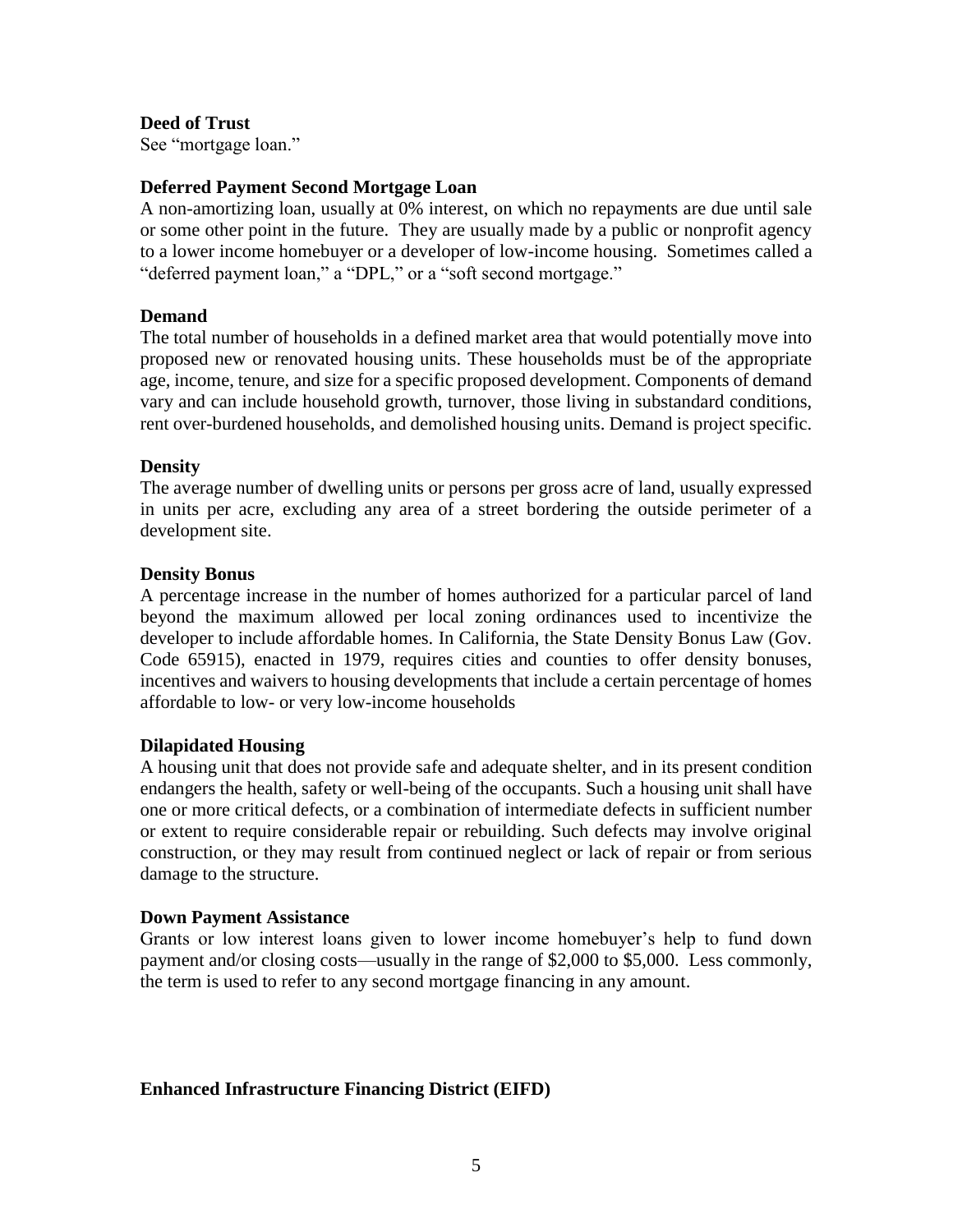**Deed of Trust**
See "mortgage loan."

**Deferred Payment Second Mortgage Loan**
A non-amortizing loan, usually at 0% interest, on which no repayments are due until sale or some other point in the future. They are usually made by a public or nonprofit agency to a lower income homebuyer or a developer of low-income housing. Sometimes called a "deferred payment loan," a "DPL," or a "soft second mortgage."

**Demand**
The total number of households in a defined market area that would potentially move into proposed new or renovated housing units. These households must be of the appropriate age, income, tenure, and size for a specific proposed development. Components of demand vary and can include household growth, turnover, those living in substandard conditions, rent over-burdened households, and demolished housing units. Demand is project specific.

**Density**
The average number of dwelling units or persons per gross acre of land, usually expressed in units per acre, excluding any area of a street bordering the outside perimeter of a development site.

**Density Bonus**
A percentage increase in the number of homes authorized for a particular parcel of land beyond the maximum allowed per local zoning ordinances used to incentivize the developer to include affordable homes. In California, the State Density Bonus Law (Gov. Code 65915), enacted in 1979, requires cities and counties to offer density bonuses, incentives and waivers to housing developments that include a certain percentage of homes affordable to low- or very low-income households

**Dilapidated Housing**
A housing unit that does not provide safe and adequate shelter, and in its present condition endangers the health, safety or well-being of the occupants. Such a housing unit shall have one or more critical defects, or a combination of intermediate defects in sufficient number or extent to require considerable repair or rebuilding. Such defects may involve original construction, or they may result from continued neglect or lack of repair or from serious damage to the structure.

**Down Payment Assistance**
Grants or low interest loans given to lower income homebuyer's help to fund down payment and/or closing costs—usually in the range of $2,000 to $5,000. Less commonly, the term is used to refer to any second mortgage financing in any amount.

**Enhanced Infrastructure Financing District (EIFD)**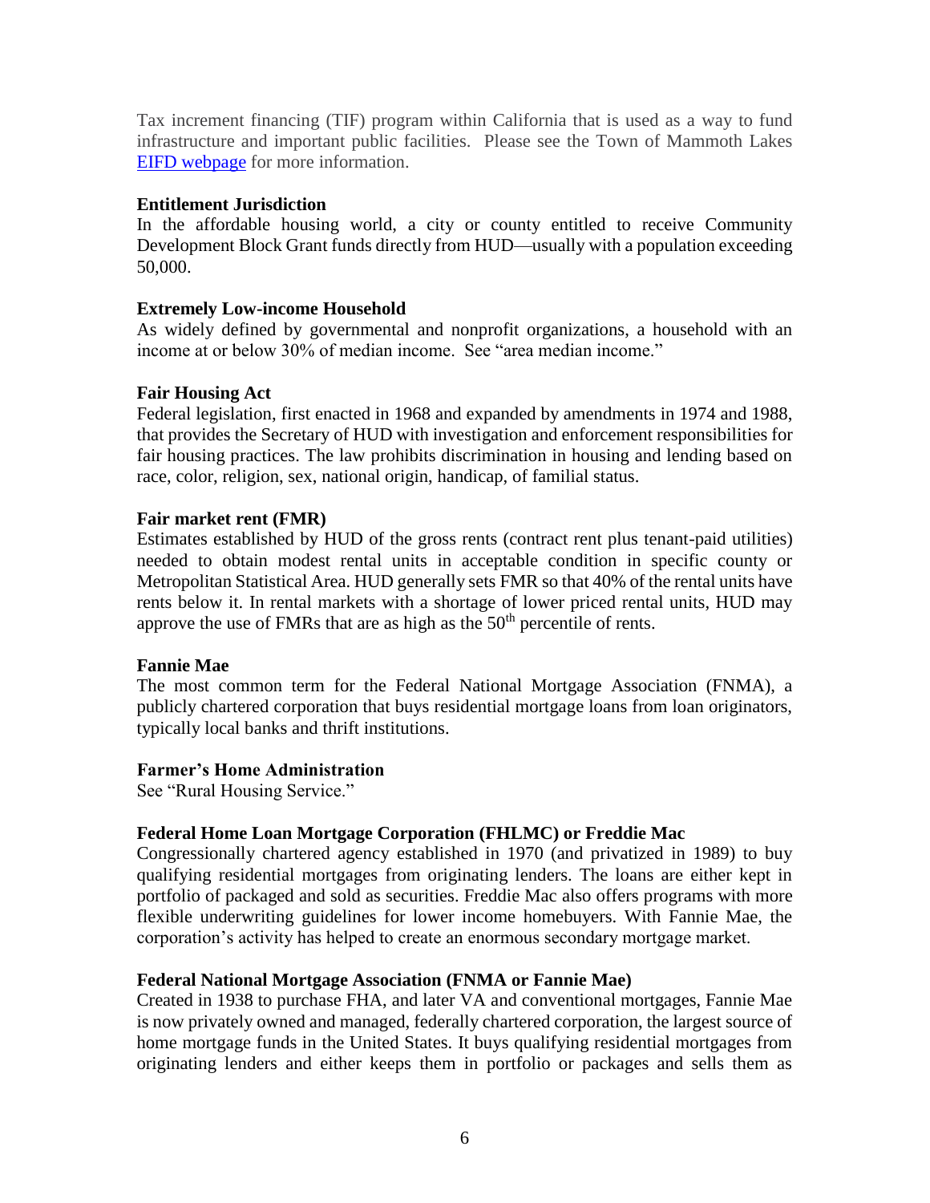Tax increment financing (TIF) program within California that is used as a way to fund infrastructure and important public facilities. Please see the Town of Mammoth Lakes [EIFD webpage](#) for more information.

**Entitlement Jurisdiction**
In the affordable housing world, a city or county entitled to receive Community Development Block Grant funds directly from HUD—usually with a population exceeding 50,000.

**Extremely Low-income Household**
As widely defined by governmental and nonprofit organizations, a household with an income at or below 30% of median income. See "area median income."

**Fair Housing Act**
Federal legislation, first enacted in 1968 and expanded by amendments in 1974 and 1988, that provides the Secretary of HUD with investigation and enforcement responsibilities for fair housing practices. The law prohibits discrimination in housing and lending based on race, color, religion, sex, national origin, handicap, of familial status.

**Fair market rent (FMR)**
Estimates established by HUD of the gross rents (contract rent plus tenant-paid utilities) needed to obtain modest rental units in acceptable condition in specific county or Metropolitan Statistical Area. HUD generally sets FMR so that 40% of the rental units have rents below it. In rental markets with a shortage of lower priced rental units, HUD may approve the use of FMRs that are as high as the 50th percentile of rents.

**Fannie Mae**
The most common term for the Federal National Mortgage Association (FNMA), a publicly chartered corporation that buys residential mortgage loans from loan originators, typically local banks and thrift institutions.

**Farmer's Home Administration**
See "Rural Housing Service."

**Federal Home Loan Mortgage Corporation (FHLMC) or Freddie Mac**
Congressionally chartered agency established in 1970 (and privatized in 1989) to buy qualifying residential mortgages from originating lenders. The loans are either kept in portfolio of packaged and sold as securities. Freddie Mac also offers programs with more flexible underwriting guidelines for lower income homebuyers. With Fannie Mae, the corporation's activity has helped to create an enormous secondary mortgage market.

**Federal National Mortgage Association (FNMA or Fannie Mae)**
Created in 1938 to purchase FHA, and later VA and conventional mortgages, Fannie Mae is now privately owned and managed, federally chartered corporation, the largest source of home mortgage funds in the United States. It buys qualifying residential mortgages from originating lenders and either keeps them in portfolio or packages and sells them as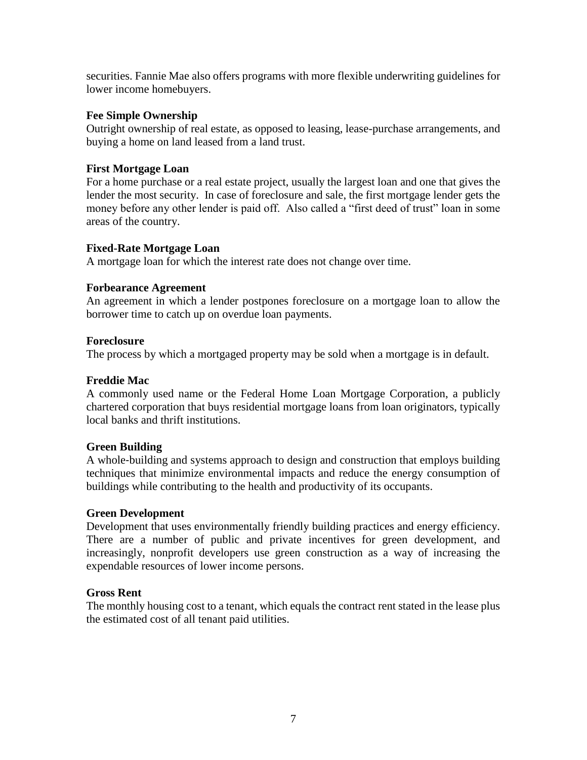securities. Fannie Mae also offers programs with more flexible underwriting guidelines for lower income homebuyers.

**Fee Simple Ownership**
Outright ownership of real estate, as opposed to leasing, lease-purchase arrangements, and buying a home on land leased from a land trust.

**First Mortgage Loan**
For a home purchase or a real estate project, usually the largest loan and one that gives the lender the most security. In case of foreclosure and sale, the first mortgage lender gets the money before any other lender is paid off. Also called a "first deed of trust" loan in some areas of the country.

**Fixed-Rate Mortgage Loan**
A mortgage loan for which the interest rate does not change over time.

**Forbearance Agreement**
An agreement in which a lender postpones foreclosure on a mortgage loan to allow the borrower time to catch up on overdue loan payments.

**Foreclosure**
The process by which a mortgaged property may be sold when a mortgage is in default.

**Freddie Mac**
A commonly used name or the Federal Home Loan Mortgage Corporation, a publicly chartered corporation that buys residential mortgage loans from loan originators, typically local banks and thrift institutions.

**Green Building**
A whole-building and systems approach to design and construction that employs building techniques that minimize environmental impacts and reduce the energy consumption of buildings while contributing to the health and productivity of its occupants.

**Green Development**
Development that uses environmentally friendly building practices and energy efficiency. There are a number of public and private incentives for green development, and increasingly, nonprofit developers use green construction as a way of increasing the expendable resources of lower income persons.

**Gross Rent**
The monthly housing cost to a tenant, which equals the contract rent stated in the lease plus the estimated cost of all tenant paid utilities.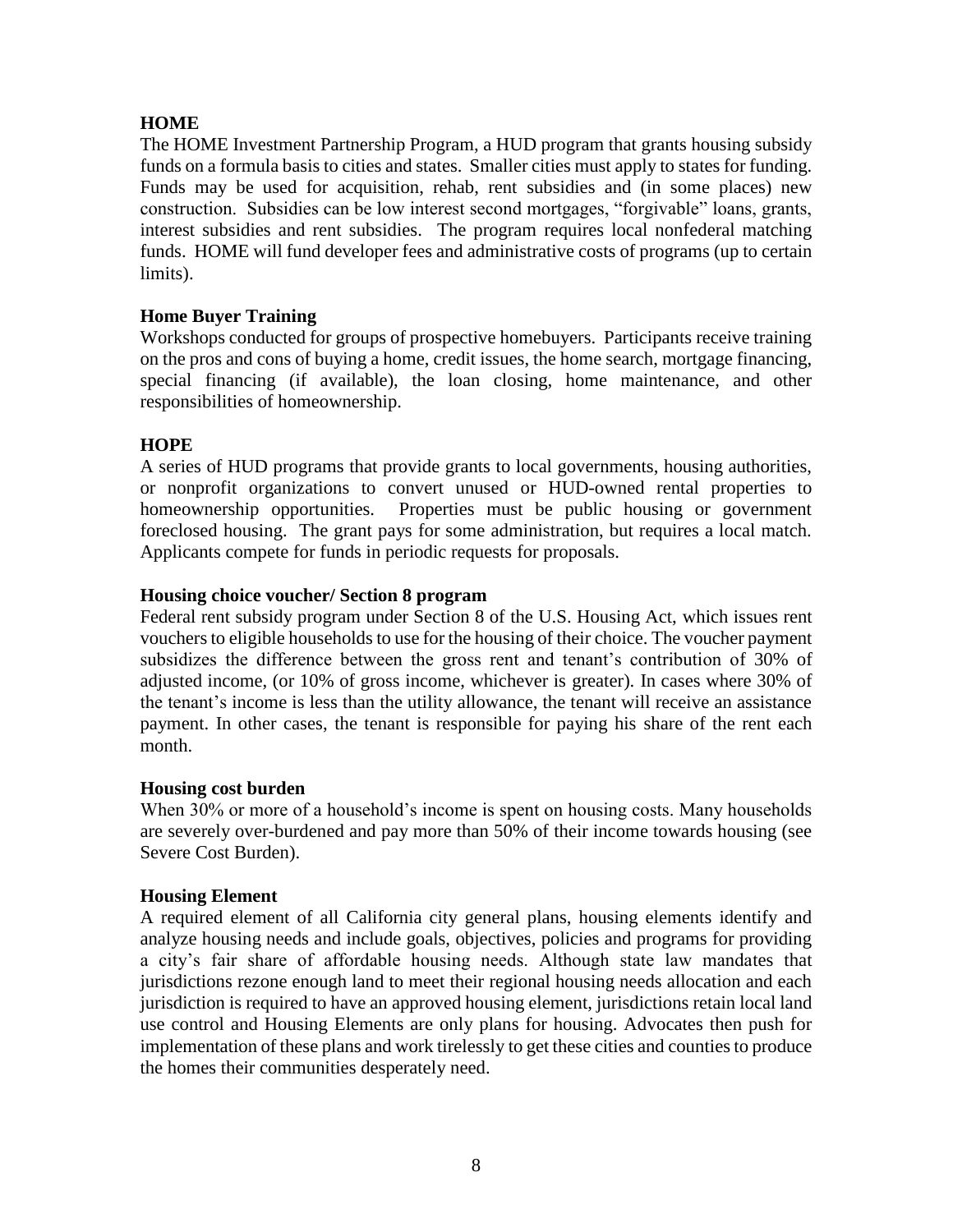**HOME**

The HOME Investment Partnership Program, a HUD program that grants housing subsidy funds on a formula basis to cities and states. Smaller cities must apply to states for funding. Funds may be used for acquisition, rehab, rent subsidies and (in some places) new construction. Subsidies can be low interest second mortgages, "forgivable" loans, grants, interest subsidies and rent subsidies. The program requires local nonfederal matching funds. HOME will fund developer fees and administrative costs of programs (up to certain limits).

**Home Buyer Training**

Workshops conducted for groups of prospective homebuyers. Participants receive training on the pros and cons of buying a home, credit issues, the home search, mortgage financing, special financing (if available), the loan closing, home maintenance, and other responsibilities of homeownership.

**HOPE**

A series of HUD programs that provide grants to local governments, housing authorities, or nonprofit organizations to convert unused or HUD-owned rental properties to homeownership opportunities. Properties must be public housing or government foreclosed housing. The grant pays for some administration, but requires a local match. Applicants compete for funds in periodic requests for proposals.

**Housing choice voucher/ Section 8 program**

Federal rent subsidy program under Section 8 of the U.S. Housing Act, which issues rent vouchers to eligible households to use for the housing of their choice. The voucher payment subsidizes the difference between the gross rent and tenant's contribution of 30% of adjusted income, (or 10% of gross income, whichever is greater). In cases where 30% of the tenant's income is less than the utility allowance, the tenant will receive an assistance payment. In other cases, the tenant is responsible for paying his share of the rent each month.

**Housing cost burden**

When 30% or more of a household's income is spent on housing costs. Many households are severely over-burdened and pay more than 50% of their income towards housing (see Severe Cost Burden).

**Housing Element**

A required element of all California city general plans, housing elements identify and analyze housing needs and include goals, objectives, policies and programs for providing a city's fair share of affordable housing needs. Although state law mandates that jurisdictions rezone enough land to meet their regional housing needs allocation and each jurisdiction is required to have an approved housing element, jurisdictions retain local land use control and Housing Elements are only plans for housing. Advocates then push for implementation of these plans and work tirelessly to get these cities and counties to produce the homes their communities desperately need.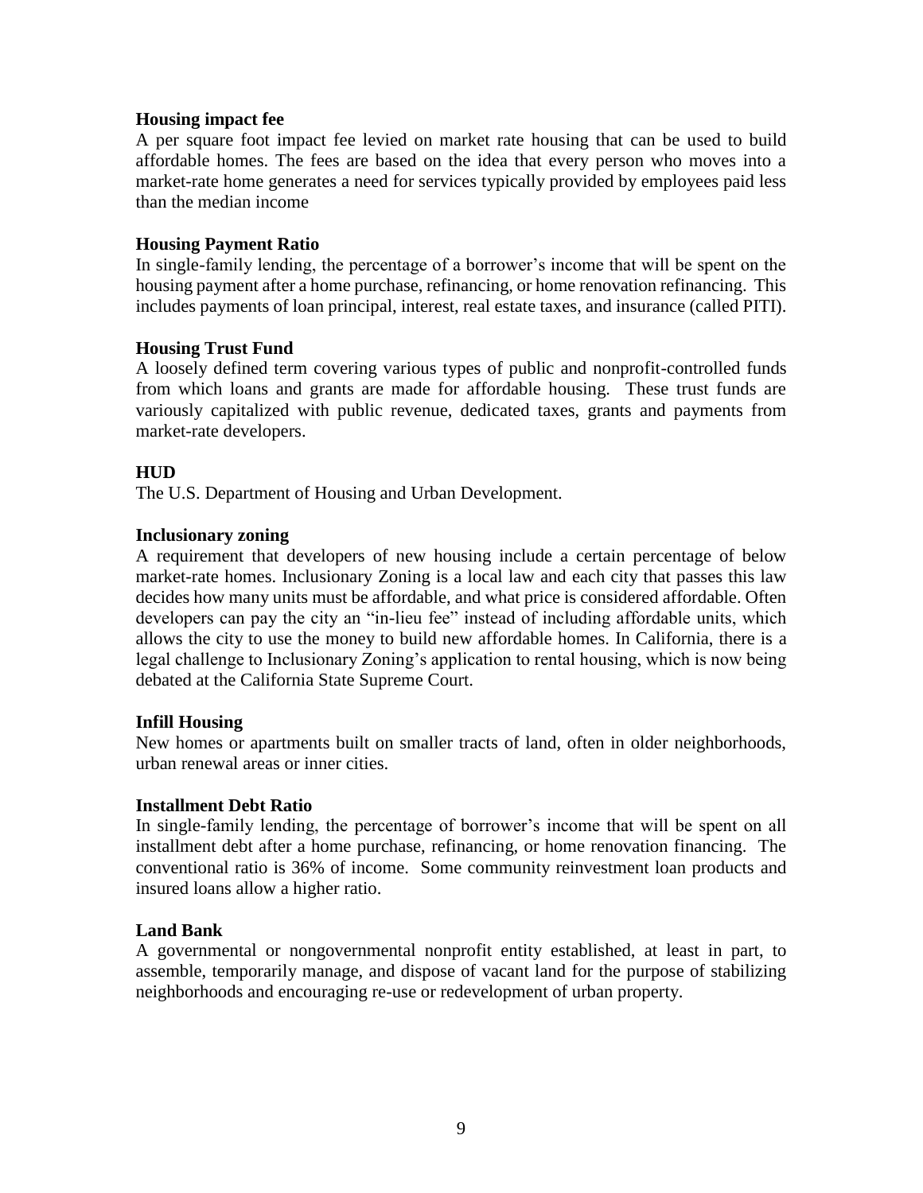**Housing impact fee**

A per square foot impact fee levied on market rate housing that can be used to build affordable homes. The fees are based on the idea that every person who moves into a market-rate home generates a need for services typically provided by employees paid less than the median income

**Housing Payment Ratio**

In single-family lending, the percentage of a borrower's income that will be spent on the housing payment after a home purchase, refinancing, or home renovation refinancing. This includes payments of loan principal, interest, real estate taxes, and insurance (called PITI).

**Housing Trust Fund**

A loosely defined term covering various types of public and nonprofit-controlled funds from which loans and grants are made for affordable housing. These trust funds are variously capitalized with public revenue, dedicated taxes, grants and payments from market-rate developers.

**HUD**

The U.S. Department of Housing and Urban Development.

**Inclusionary zoning**

A requirement that developers of new housing include a certain percentage of below market-rate homes. Inclusionary Zoning is a local law and each city that passes this law decides how many units must be affordable, and what price is considered affordable. Often developers can pay the city an "in-lieu fee" instead of including affordable units, which allows the city to use the money to build new affordable homes. In California, there is a legal challenge to Inclusionary Zoning's application to rental housing, which is now being debated at the California State Supreme Court.

**Infill Housing**

New homes or apartments built on smaller tracts of land, often in older neighborhoods, urban renewal areas or inner cities.

**Installment Debt Ratio**

In single-family lending, the percentage of borrower's income that will be spent on all installment debt after a home purchase, refinancing, or home renovation financing. The conventional ratio is 36% of income. Some community reinvestment loan products and insured loans allow a higher ratio.

**Land Bank**

A governmental or nongovernmental nonprofit entity established, at least in part, to assemble, temporarily manage, and dispose of vacant land for the purpose of stabilizing neighborhoods and encouraging re-use or redevelopment of urban property.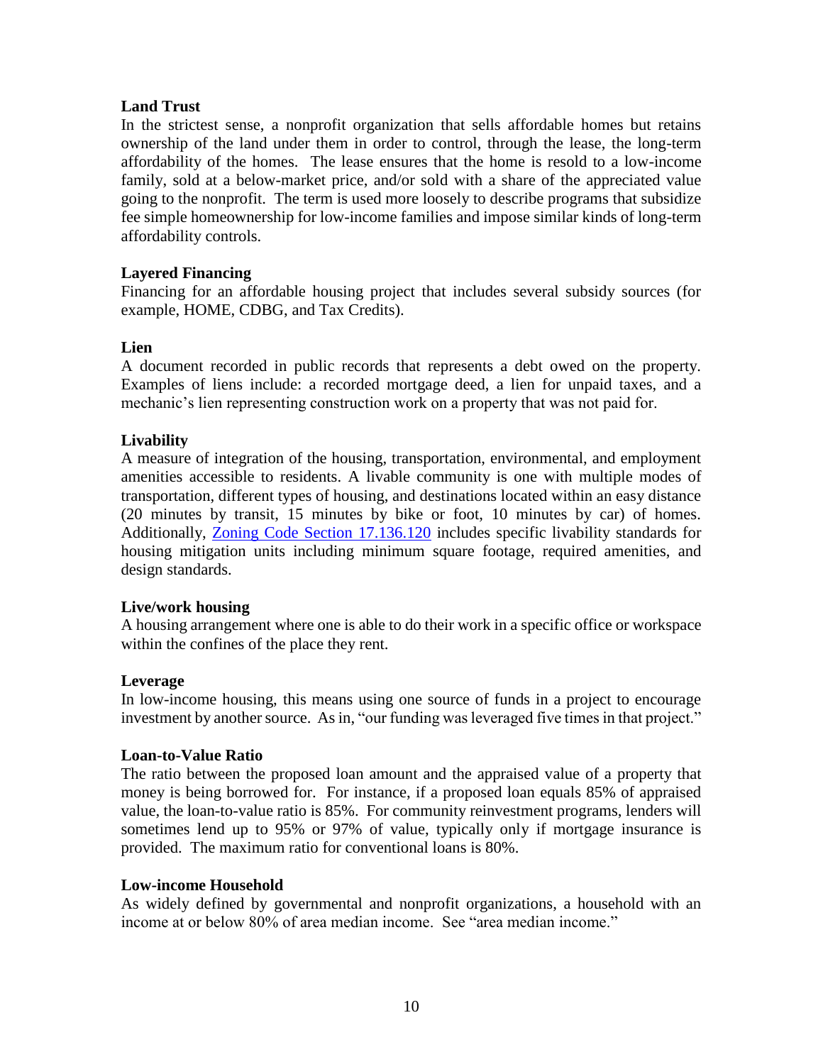**Land Trust**

In the strictest sense, a nonprofit organization that sells affordable homes but retains ownership of the land under them in order to control, through the lease, the long-term affordability of the homes. The lease ensures that the home is resold to a low-income family, sold at a below-market price, and/or sold with a share of the appreciated value going to the nonprofit. The term is used more loosely to describe programs that subsidize fee simple homeownership for low-income families and impose similar kinds of long-term affordability controls.

**Layered Financing**

Financing for an affordable housing project that includes several subsidy sources (for example, HOME, CDBG, and Tax Credits).

**Lien**

A document recorded in public records that represents a debt owed on the property. Examples of liens include: a recorded mortgage deed, a lien for unpaid taxes, and a mechanic's lien representing construction work on a property that was not paid for.

**Livability**

A measure of integration of the housing, transportation, environmental, and employment amenities accessible to residents. A livable community is one with multiple modes of transportation, different types of housing, and destinations located within an easy distance (20 minutes by transit, 15 minutes by bike or foot, 10 minutes by car) of homes. Additionally, Zoning Code Section 17.136.120 includes specific livability standards for housing mitigation units including minimum square footage, required amenities, and design standards.

**Live/work housing**

A housing arrangement where one is able to do their work in a specific office or workspace within the confines of the place they rent.

**Leverage**

In low-income housing, this means using one source of funds in a project to encourage investment by another source. As in, "our funding was leveraged five times in that project."

**Loan-to-Value Ratio**

The ratio between the proposed loan amount and the appraised value of a property that money is being borrowed for. For instance, if a proposed loan equals 85% of appraised value, the loan-to-value ratio is 85%. For community reinvestment programs, lenders will sometimes lend up to 95% or 97% of value, typically only if mortgage insurance is provided. The maximum ratio for conventional loans is 80%.

**Low-income Household**

As widely defined by governmental and nonprofit organizations, a household with an income at or below 80% of area median income. See "area median income."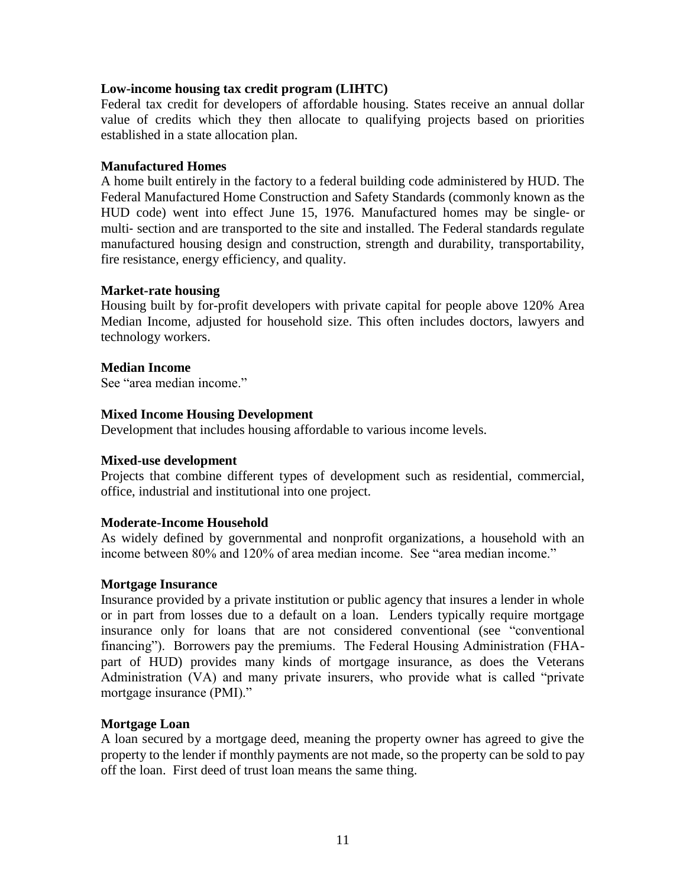**Low-income housing tax credit program (LIHTC)**
Federal tax credit for developers of affordable housing. States receive an annual dollar value of credits which they then allocate to qualifying projects based on priorities established in a state allocation plan.

**Manufactured Homes**
A home built entirely in the factory to a federal building code administered by HUD. The Federal Manufactured Home Construction and Safety Standards (commonly known as the HUD code) went into effect June 15, 1976. Manufactured homes may be single- or multi- section and are transported to the site and installed. The Federal standards regulate manufactured housing design and construction, strength and durability, transportability, fire resistance, energy efficiency, and quality.

**Market-rate housing**
Housing built by for-profit developers with private capital for people above 120% Area Median Income, adjusted for household size. This often includes doctors, lawyers and technology workers.

**Median Income**
See "area median income."

**Mixed Income Housing Development**
Development that includes housing affordable to various income levels.

**Mixed-use development**
Projects that combine different types of development such as residential, commercial, office, industrial and institutional into one project.

**Moderate-Income Household**
As widely defined by governmental and nonprofit organizations, a household with an income between 80% and 120% of area median income. See "area median income."

**Mortgage Insurance**
Insurance provided by a private institution or public agency that insures a lender in whole or in part from losses due to a default on a loan. Lenders typically require mortgage insurance only for loans that are not considered conventional (see "conventional financing"). Borrowers pay the premiums. The Federal Housing Administration (FHA- part of HUD) provides many kinds of mortgage insurance, as does the Veterans Administration (VA) and many private insurers, who provide what is called "private mortgage insurance (PMI)."

**Mortgage Loan**
A loan secured by a mortgage deed, meaning the property owner has agreed to give the property to the lender if monthly payments are not made, so the property can be sold to pay off the loan. First deed of trust loan means the same thing.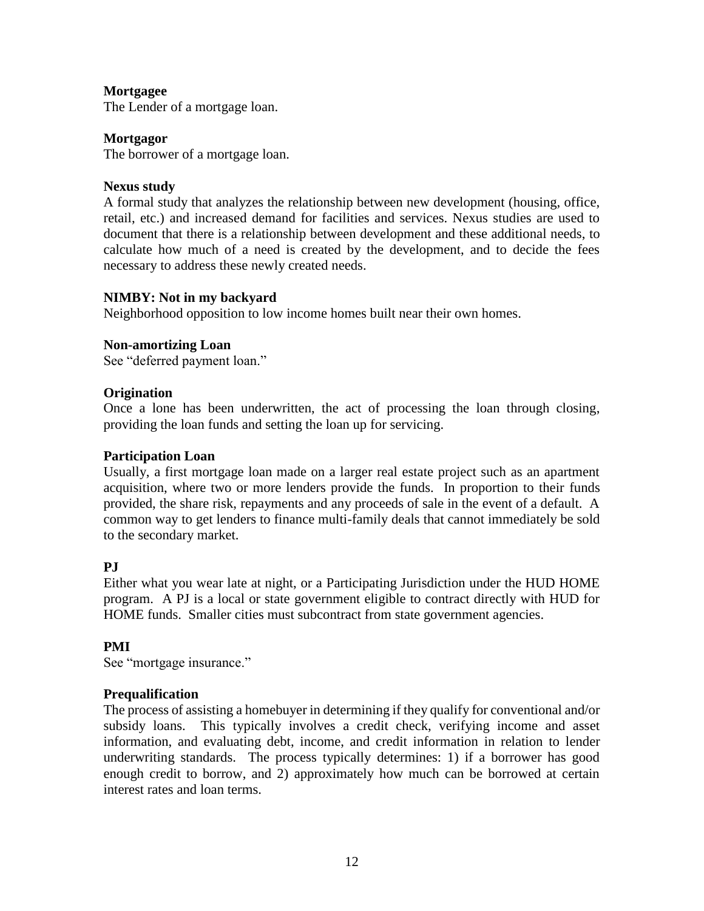**Mortgagee**
The Lender of a mortgage loan.

**Mortgagor**
The borrower of a mortgage loan.

**Nexus study**
A formal study that analyzes the relationship between new development (housing, office, retail, etc.) and increased demand for facilities and services. Nexus studies are used to document that there is a relationship between development and these additional needs, to calculate how much of a need is created by the development, and to decide the fees necessary to address these newly created needs.

**NIMBY: Not in my backyard**
Neighborhood opposition to low income homes built near their own homes.

**Non-amortizing Loan**
See "deferred payment loan."

**Origination**
Once a lone has been underwritten, the act of processing the loan through closing, providing the loan funds and setting the loan up for servicing.

**Participation Loan**
Usually, a first mortgage loan made on a larger real estate project such as an apartment acquisition, where two or more lenders provide the funds. In proportion to their funds provided, the share risk, repayments and any proceeds of sale in the event of a default. A common way to get lenders to finance multi-family deals that cannot immediately be sold to the secondary market.

**PJ**
Either what you wear late at night, or a Participating Jurisdiction under the HUD HOME program. A PJ is a local or state government eligible to contract directly with HUD for HOME funds. Smaller cities must subcontract from state government agencies.

**PMI**
See "mortgage insurance."

**Prequalification**
The process of assisting a homebuyer in determining if they qualify for conventional and/or subsidy loans. This typically involves a credit check, verifying income and asset information, and evaluating debt, income, and credit information in relation to lender underwriting standards. The process typically determines: 1) if a borrower has good enough credit to borrow, and 2) approximately how much can be borrowed at certain interest rates and loan terms.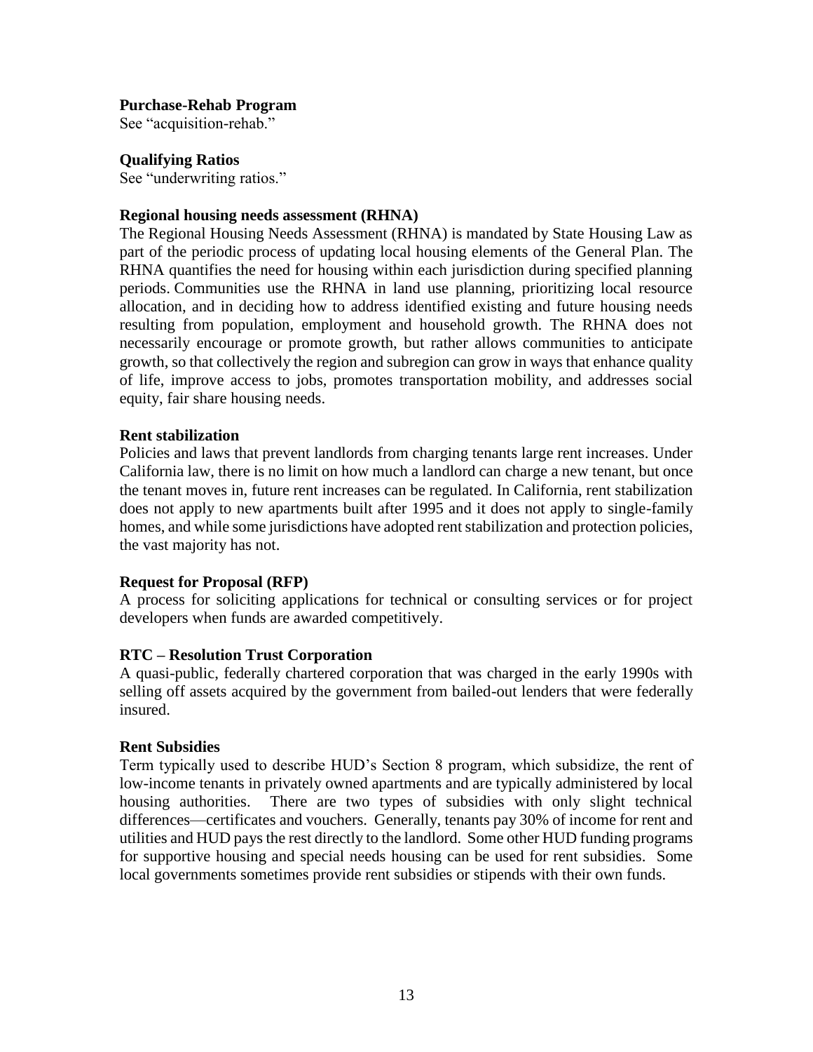**Purchase-Rehab Program**
See "acquisition-rehab."

**Qualifying Ratios**
See "underwriting ratios."

**Regional housing needs assessment (RHNA)**
The Regional Housing Needs Assessment (RHNA) is mandated by State Housing Law as part of the periodic process of updating local housing elements of the General Plan. The RHNA quantifies the need for housing within each jurisdiction during specified planning periods. Communities use the RHNA in land use planning, prioritizing local resource allocation, and in deciding how to address identified existing and future housing needs resulting from population, employment and household growth. The RHNA does not necessarily encourage or promote growth, but rather allows communities to anticipate growth, so that collectively the region and subregion can grow in ways that enhance quality of life, improve access to jobs, promotes transportation mobility, and addresses social equity, fair share housing needs.

**Rent stabilization**
Policies and laws that prevent landlords from charging tenants large rent increases. Under California law, there is no limit on how much a landlord can charge a new tenant, but once the tenant moves in, future rent increases can be regulated. In California, rent stabilization does not apply to new apartments built after 1995 and it does not apply to single-family homes, and while some jurisdictions have adopted rent stabilization and protection policies, the vast majority has not.

**Request for Proposal (RFP)**
A process for soliciting applications for technical or consulting services or for project developers when funds are awarded competitively.

**RTC – Resolution Trust Corporation**
A quasi-public, federally chartered corporation that was charged in the early 1990s with selling off assets acquired by the government from bailed-out lenders that were federally insured.

**Rent Subsidies**
Term typically used to describe HUD's Section 8 program, which subsidize, the rent of low-income tenants in privately owned apartments and are typically administered by local housing authorities. There are two types of subsidies with only slight technical differences—certificates and vouchers. Generally, tenants pay 30% of income for rent and utilities and HUD pays the rest directly to the landlord. Some other HUD funding programs for supportive housing and special needs housing can be used for rent subsidies. Some local governments sometimes provide rent subsidies or stipends with their own funds.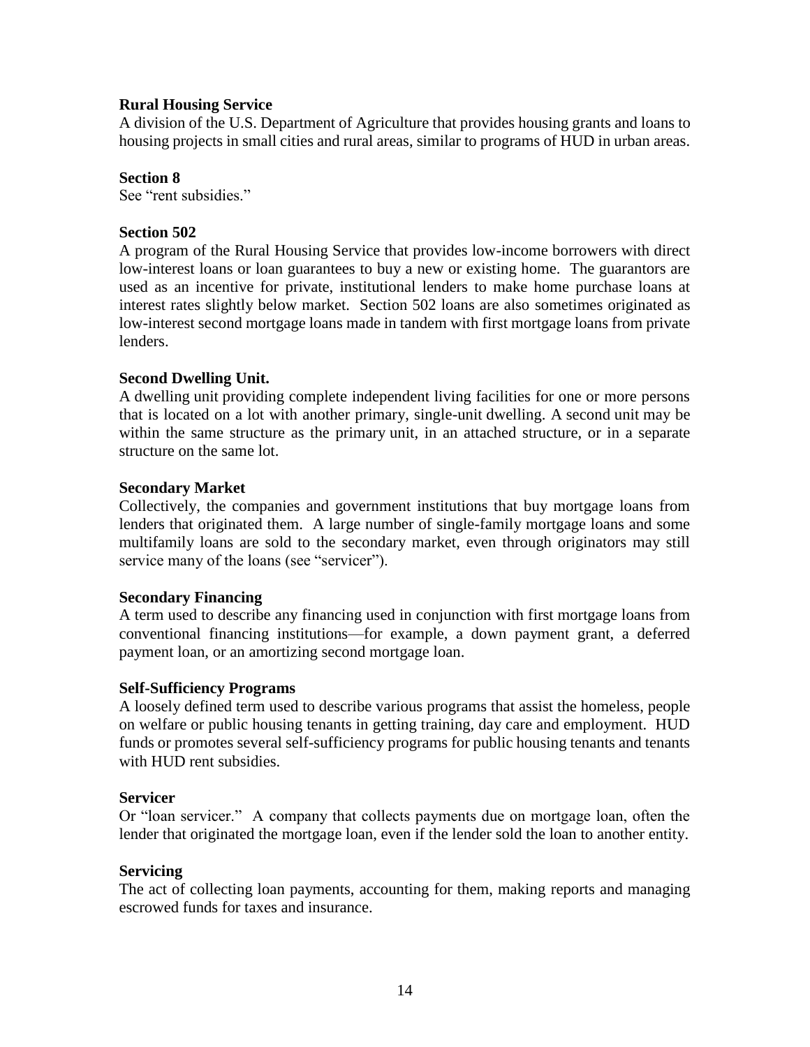**Rural Housing Service**
A division of the U.S. Department of Agriculture that provides housing grants and loans to housing projects in small cities and rural areas, similar to programs of HUD in urban areas.

**Section 8**
See "rent subsidies."

**Section 502**
A program of the Rural Housing Service that provides low-income borrowers with direct low-interest loans or loan guarantees to buy a new or existing home. The guarantors are used as an incentive for private, institutional lenders to make home purchase loans at interest rates slightly below market. Section 502 loans are also sometimes originated as low-interest second mortgage loans made in tandem with first mortgage loans from private lenders.

**Second Dwelling Unit.**
A dwelling unit providing complete independent living facilities for one or more persons that is located on a lot with another primary, single-unit dwelling. A second unit may be within the same structure as the primary unit, in an attached structure, or in a separate structure on the same lot.

**Secondary Market**
Collectively, the companies and government institutions that buy mortgage loans from lenders that originated them. A large number of single-family mortgage loans and some multifamily loans are sold to the secondary market, even through originators may still service many of the loans (see "servicer").

**Secondary Financing**
A term used to describe any financing used in conjunction with first mortgage loans from conventional financing institutions—for example, a down payment grant, a deferred payment loan, or an amortizing second mortgage loan.

**Self-Sufficiency Programs**
A loosely defined term used to describe various programs that assist the homeless, people on welfare or public housing tenants in getting training, day care and employment. HUD funds or promotes several self-sufficiency programs for public housing tenants and tenants with HUD rent subsidies.

**Servicer**
Or "loan servicer." A company that collects payments due on mortgage loan, often the lender that originated the mortgage loan, even if the lender sold the loan to another entity.

**Servicing**
The act of collecting loan payments, accounting for them, making reports and managing escrowed funds for taxes and insurance.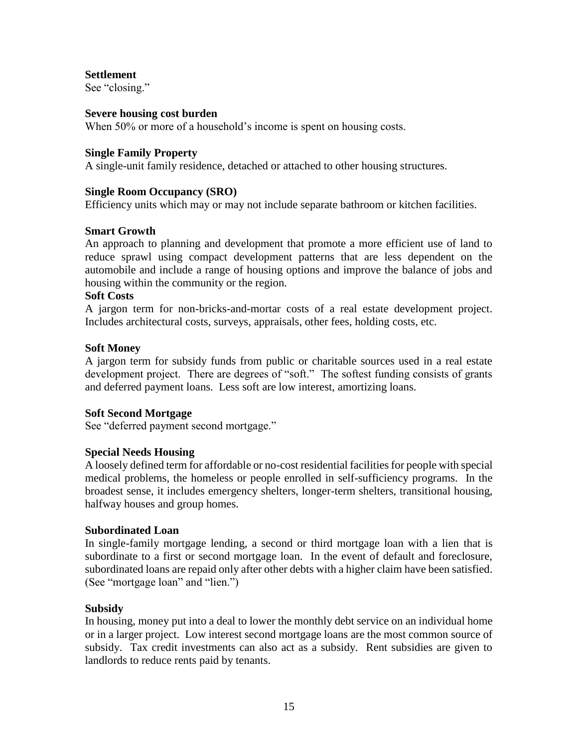**Settlement**
See "closing."

**Severe housing cost burden**
When 50% or more of a household's income is spent on housing costs.

**Single Family Property**
A single-unit family residence, detached or attached to other housing structures.

**Single Room Occupancy (SRO)**
Efficiency units which may or may not include separate bathroom or kitchen facilities.

**Smart Growth**
An approach to planning and development that promote a more efficient use of land to reduce sprawl using compact development patterns that are less dependent on the automobile and include a range of housing options and improve the balance of jobs and housing within the community or the region.

**Soft Costs**
A jargon term for non-bricks-and-mortar costs of a real estate development project. Includes architectural costs, surveys, appraisals, other fees, holding costs, etc.

**Soft Money**
A jargon term for subsidy funds from public or charitable sources used in a real estate development project. There are degrees of "soft." The softest funding consists of grants and deferred payment loans. Less soft are low interest, amortizing loans.

**Soft Second Mortgage**
See "deferred payment second mortgage."

**Special Needs Housing**
A loosely defined term for affordable or no-cost residential facilities for people with special medical problems, the homeless or people enrolled in self-sufficiency programs. In the broadest sense, it includes emergency shelters, longer-term shelters, transitional housing, halfway houses and group homes.

**Subordinated Loan**
In single-family mortgage lending, a second or third mortgage loan with a lien that is subordinate to a first or second mortgage loan. In the event of default and foreclosure, subordinated loans are repaid only after other debts with a higher claim have been satisfied. (See "mortgage loan" and "lien.")

**Subsidy**
In housing, money put into a deal to lower the monthly debt service on an individual home or in a larger project. Low interest second mortgage loans are the most common source of subsidy. Tax credit investments can also act as a subsidy. Rent subsidies are given to landlords to reduce rents paid by tenants.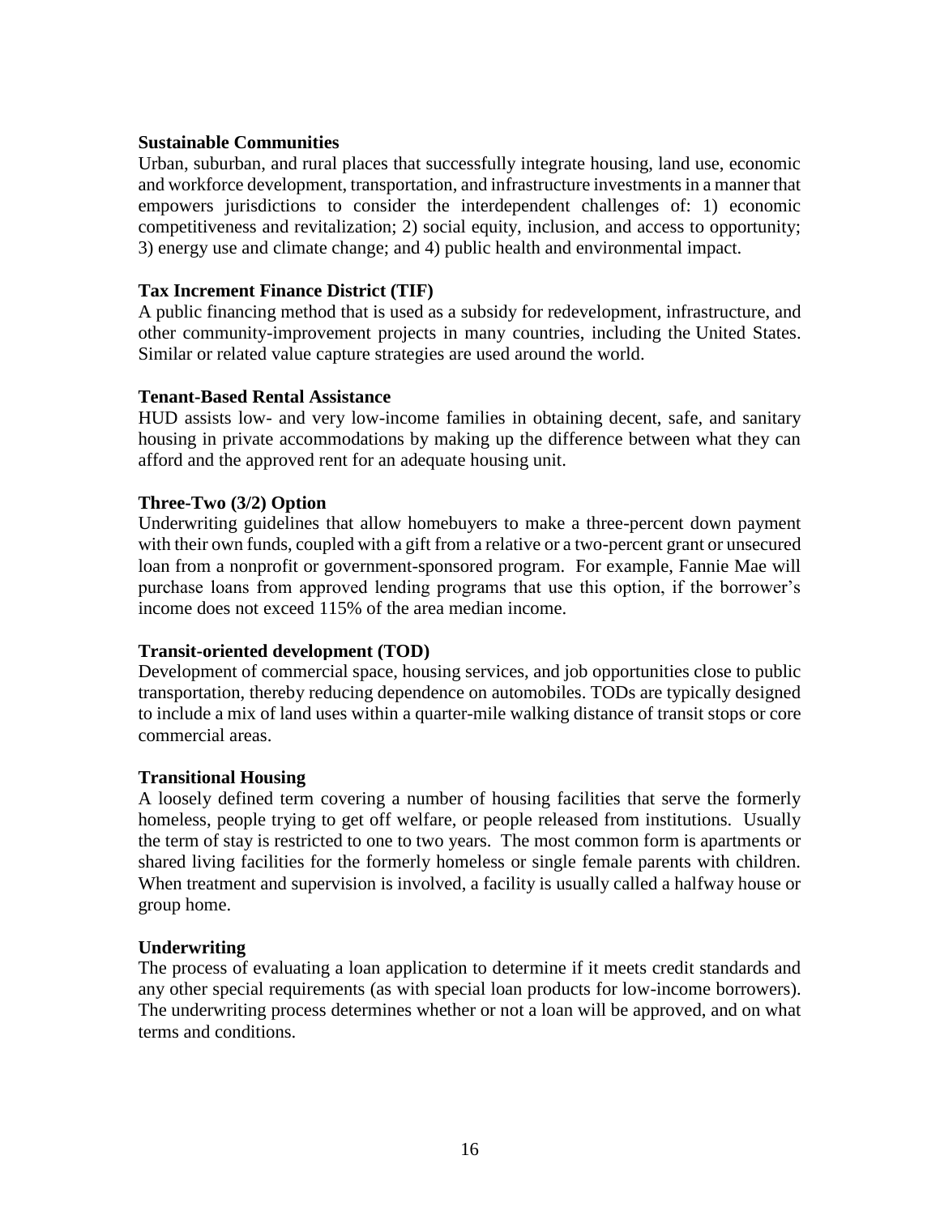**Sustainable Communities**
Urban, suburban, and rural places that successfully integrate housing, land use, economic and workforce development, transportation, and infrastructure investments in a manner that empowers jurisdictions to consider the interdependent challenges of: 1) economic competitiveness and revitalization; 2) social equity, inclusion, and access to opportunity; 3) energy use and climate change; and 4) public health and environmental impact.

**Tax Increment Finance District (TIF)**
A public financing method that is used as a subsidy for redevelopment, infrastructure, and other community-improvement projects in many countries, including the United States. Similar or related value capture strategies are used around the world.

**Tenant-Based Rental Assistance**
HUD assists low- and very low-income families in obtaining decent, safe, and sanitary housing in private accommodations by making up the difference between what they can afford and the approved rent for an adequate housing unit.

**Three-Two (3/2) Option**
Underwriting guidelines that allow homebuyers to make a three-percent down payment with their own funds, coupled with a gift from a relative or a two-percent grant or unsecured loan from a nonprofit or government-sponsored program. For example, Fannie Mae will purchase loans from approved lending programs that use this option, if the borrower's income does not exceed 115% of the area median income.

**Transit-oriented development (TOD)**
Development of commercial space, housing services, and job opportunities close to public transportation, thereby reducing dependence on automobiles. TODs are typically designed to include a mix of land uses within a quarter-mile walking distance of transit stops or core commercial areas.

**Transitional Housing**
A loosely defined term covering a number of housing facilities that serve the formerly homeless, people trying to get off welfare, or people released from institutions. Usually the term of stay is restricted to one to two years. The most common form is apartments or shared living facilities for the formerly homeless or single female parents with children. When treatment and supervision is involved, a facility is usually called a halfway house or group home.

**Underwriting**
The process of evaluating a loan application to determine if it meets credit standards and any other special requirements (as with special loan products for low-income borrowers). The underwriting process determines whether or not a loan will be approved, and on what terms and conditions.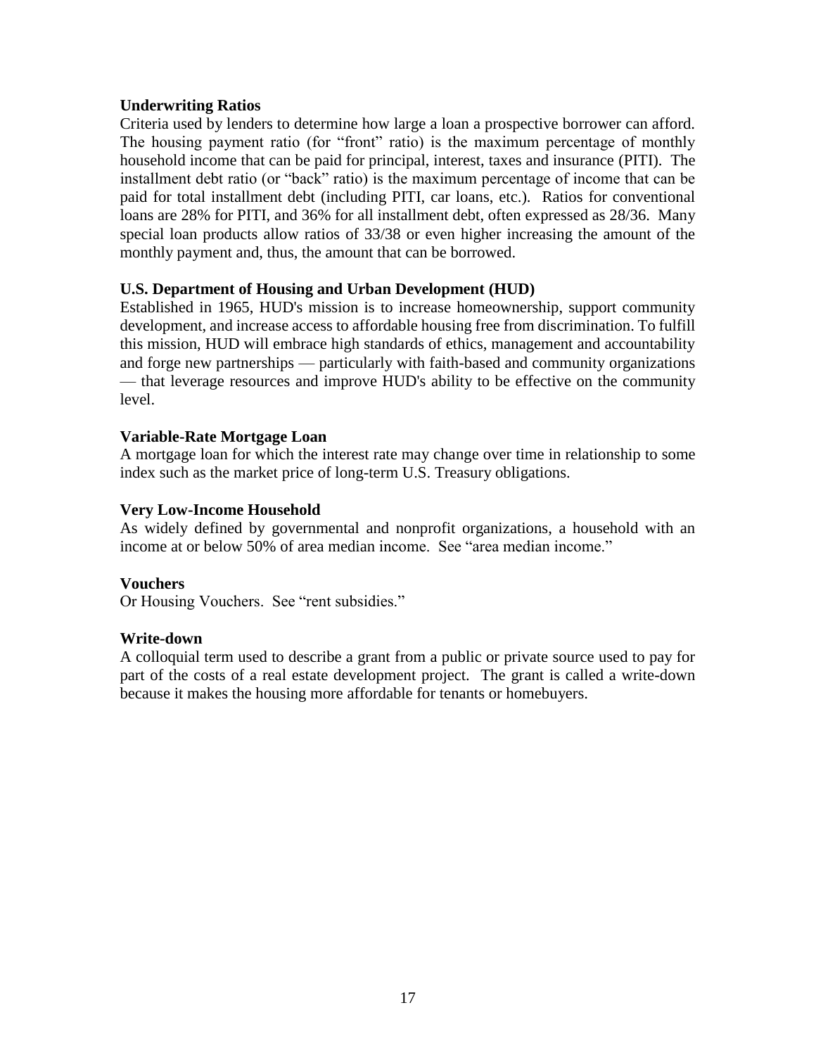**Underwriting Ratios**

Criteria used by lenders to determine how large a loan a prospective borrower can afford. The housing payment ratio (for "front" ratio) is the maximum percentage of monthly household income that can be paid for principal, interest, taxes and insurance (PITI). The installment debt ratio (or "back" ratio) is the maximum percentage of income that can be paid for total installment debt (including PITI, car loans, etc.). Ratios for conventional loans are 28% for PITI, and 36% for all installment debt, often expressed as 28/36. Many special loan products allow ratios of 33/38 or even higher increasing the amount of the monthly payment and, thus, the amount that can be borrowed.

**U.S. Department of Housing and Urban Development (HUD)**

Established in 1965, HUD's mission is to increase homeownership, support community development, and increase access to affordable housing free from discrimination. To fulfill this mission, HUD will embrace high standards of ethics, management and accountability and forge new partnerships — particularly with faith-based and community organizations — that leverage resources and improve HUD's ability to be effective on the community level.

**Variable-Rate Mortgage Loan**

A mortgage loan for which the interest rate may change over time in relationship to some index such as the market price of long-term U.S. Treasury obligations.

**Very Low-Income Household**

As widely defined by governmental and nonprofit organizations, a household with an income at or below 50% of area median income. See "area median income."

**Vouchers**

Or Housing Vouchers. See "rent subsidies."

**Write-down**

A colloquial term used to describe a grant from a public or private source used to pay for part of the costs of a real estate development project. The grant is called a write-down because it makes the housing more affordable for tenants or homebuyers.